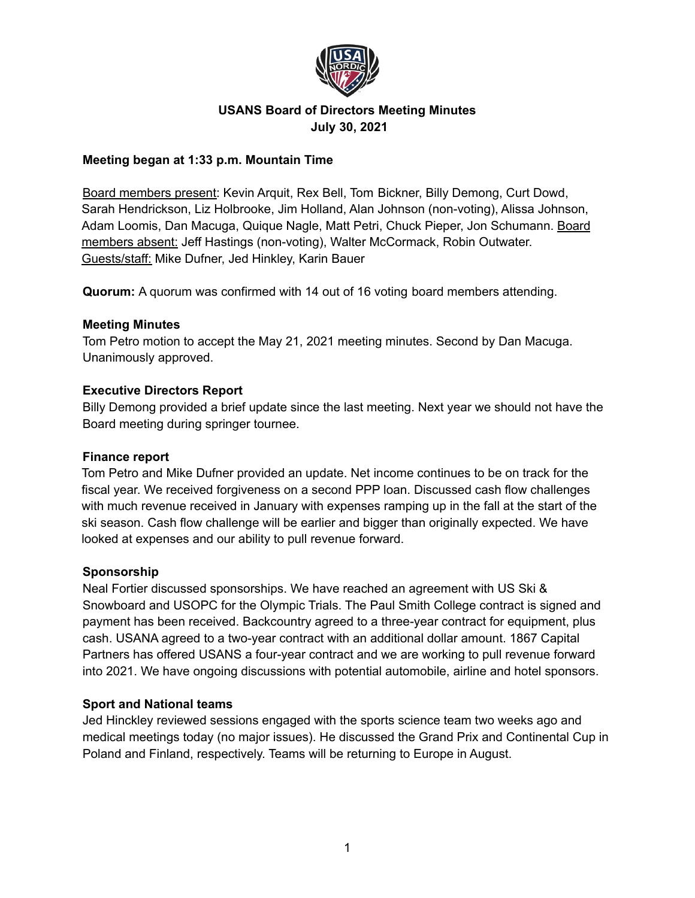# USANS Board of Directors Meeting Minutes
## July 30, 2021

**Meeting began at 1:33 p.m. Mountain Time**

Board members present: Kevin Arquit, Rex Bell, Tom Bickner, Billy Demong, Curt Dowd, Sarah Hendrickson, Liz Holbrooke, Jim Holland, Alan Johnson (non-voting), Alissa Johnson, Adam Loomis, Dan Macuga, Quique Nagle, Matt Petri, Chuck Pieper, Jon Schumann. Board members absent: Jeff Hastings (non-voting), Walter McCormack, Robin Outwater. Guests/staff: Mike Dufner, Jed Hinkley, Karin Bauer

**Quorum:** A quorum was confirmed with 14 out of 16 voting board members attending.

**Meeting Minutes**

Tom Petro motion to accept the May 21, 2021 meeting minutes. Second by Dan Macuga. Unanimously approved.

**Executive Directors Report**

Billy Demong provided a brief update since the last meeting. Next year we should not have the Board meeting during springer tournee.

**Finance report**

Tom Petro and Mike Dufner provided an update. Net income continues to be on track for the fiscal year. We received forgiveness on a second PPP loan. Discussed cash flow challenges with much revenue received in January with expenses ramping up in the fall at the start of the ski season. Cash flow challenge will be earlier and bigger than originally expected. We have looked at expenses and our ability to pull revenue forward.

**Sponsorship**

Neal Fortier discussed sponsorships. We have reached an agreement with US Ski & Snowboard and USOPC for the Olympic Trials. The Paul Smith College contract is signed and payment has been received. Backcountry agreed to a three-year contract for equipment, plus cash. USANA agreed to a two-year contract with an additional dollar amount. 1867 Capital Partners has offered USANS a four-year contract and we are working to pull revenue forward into 2021. We have ongoing discussions with potential automobile, airline and hotel sponsors.

**Sport and National teams**

Jed Hinckley reviewed sessions engaged with the sports science team two weeks ago and medical meetings today (no major issues). He discussed the Grand Prix and Continental Cup in Poland and Finland, respectively. Teams will be returning to Europe in August.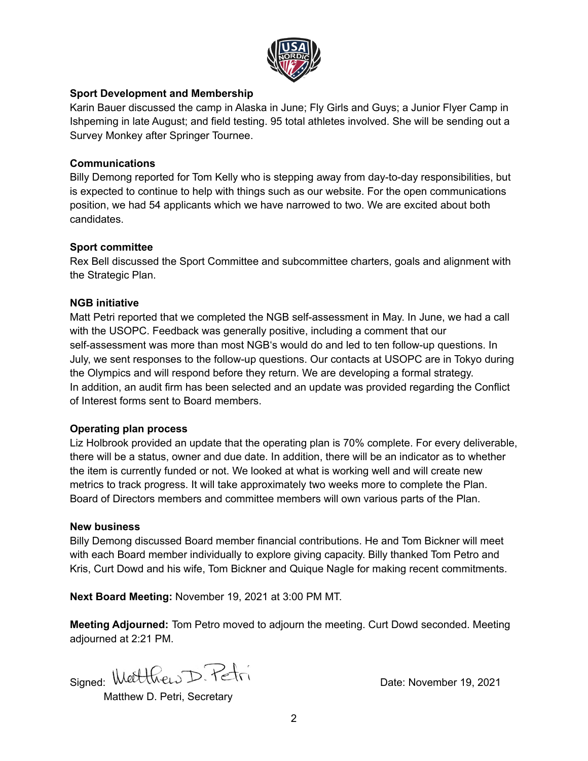**Sport Development and Membership**

Karin Bauer discussed the camp in Alaska in June; Fly Girls and Guys; a Junior Flyer Camp in Ishpeming in late August; and field testing. 95 total athletes involved. She will be sending out a Survey Monkey after Springer Tournee.

**Communications**

Billy Demong reported for Tom Kelly who is stepping away from day-to-day responsibilities, but is expected to continue to help with things such as our website. For the open communications position, we had 54 applicants which we have narrowed to two. We are excited about both candidates.

**Sport committee**

Rex Bell discussed the Sport Committee and subcommittee charters, goals and alignment with the Strategic Plan.

**NGB initiative**

Matt Petri reported that we completed the NGB self-assessment in May. In June, we had a call with the USOPC. Feedback was generally positive, including a comment that our self-assessment was more than most NGB's would do and led to ten follow-up questions. In July, we sent responses to the follow-up questions. Our contacts at USOPC are in Tokyo during the Olympics and will respond before they return. We are developing a formal strategy. In addition, an audit firm has been selected and an update was provided regarding the Conflict of Interest forms sent to Board members.

**Operating plan process**

Liz Holbrook provided an update that the operating plan is 70% complete. For every deliverable, there will be a status, owner and due date. In addition, there will be an indicator as to whether the item is currently funded or not. We looked at what is working well and will create new metrics to track progress. It will take approximately two weeks more to complete the Plan. Board of Directors members and committee members will own various parts of the Plan.

**New business**

Billy Demong discussed Board member financial contributions. He and Tom Bickner will meet with each Board member individually to explore giving capacity. Billy thanked Tom Petro and Kris, Curt Dowd and his wife, Tom Bickner and Quique Nagle for making recent commitments.

**Next Board Meeting:** November 19, 2021 at 3:00 PM MT.

**Meeting Adjourned:** Tom Petro moved to adjourn the meeting. Curt Dowd seconded. Meeting adjourned at 2:21 PM.

Signed: Matthew D. Petri

Matthew D. Petri, Secretary

Date: November 19, 2021